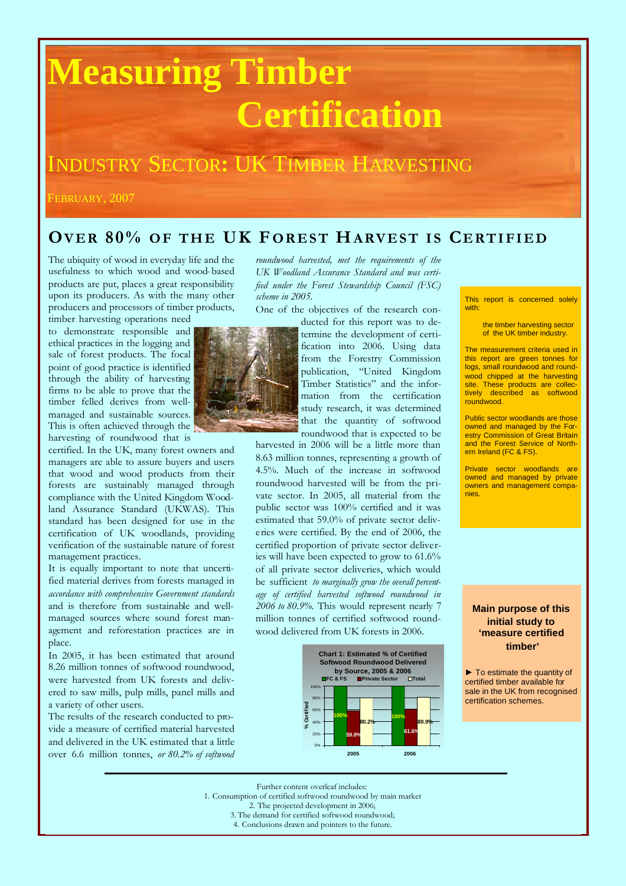# Measuring Timber Certification

## Industry Sector: UK Timber Harvesting

February, 2007

## Over 80% of the UK Forest Harvest is Certified

The ubiquity of wood in everyday life and the usefulness to which wood and wood-based products are put, places a great responsibility upon its producers. As with the many other producers and processors of timber products, timber harvesting operations need to demonstrate responsible and ethical practices in the logging and sale of forest products. The focal point of good practice is identified through the ability of harvesting firms to be able to prove that the timber felled derives from well-managed and sustainable sources. This is often achieved through the harvesting of roundwood that is certified. In the UK, many forest owners and managers are able to assure buyers and users that wood and wood products from their forests are sustainably managed through compliance with the United Kingdom Woodland Assurance Standard (UKWAS). This standard has been designed for use in the certification of UK woodlands, providing verification of the sustainable nature of forest management practices.

It is equally important to note that uncertified material derives from forests managed in *accordance with comprehensive Government standards* and is therefore from sustainable and well-managed sources where sound forest management and reforestation practices are in place.

In 2005, it has been estimated that around 8.26 million tonnes of softwood roundwood, were harvested from UK forests and delivered to saw mills, pulp mills, panel mills and a variety of other users.

The results of the research conducted to provide a measure of certified material harvested and delivered in the UK estimated that a little over 6.6 million tonnes, *or 80.2% of softwood roundwood harvested, met the requirements of the UK Woodland Assurance Standard and was certified under the Forest Stewardship Council (FSC) scheme in 2005.*

One of the objectives of the research conducted for this report was to determine the development of certification into 2006. Using data from the Forestry Commission publication, "United Kingdom Timber Statistics" and the information from the certification study research, it was determined that the quantity of softwood roundwood that is expected to be harvested in 2006 will be a little more than 8.63 million tonnes, representing a growth of 4.5%. Much of the increase in softwood roundwood harvested will be from the private sector. In 2005, all material from the public sector was 100% certified and it was estimated that 59.0% of private sector deliveries were certified. By the end of 2006, the certified proportion of private sector deliveries will have been expected to grow to 61.6% of all private sector deliveries, which would be sufficient *to marginally grow the overall percentage of certified harvested softwood roundwood in 2006 to 80.9%.* This would represent nearly 7 million tonnes of certified softwood roundwood delivered from UK forests in 2006.

**Chart 1: Estimated % of Certified Softwood Roundwood Delivered by Source, 2005 & 2006**

| Year | FC & FS | Private Sector | Total |
|---|---|---|---|
| 2005 | 100% | 59.0% | 80.2% |
| 2006 | 100% | 61.6% | 80.9% |

This report is concerned solely with:

> the timber harvesting sector of the UK timber industry.

The measurement criteria used in this report are green tonnes for logs, small roundwood and roundwood chipped at the harvesting site. These products are collectively described as softwood roundwood.

Public sector woodlands are those owned and managed by the Forestry Commission of Great Britain and the Forest Service of Northern Ireland (FC & FS).

Private sector woodlands are owned and managed by private owners and management companies.

**Main purpose of this initial study to 'measure certified timber'**

► To estimate the quantity of certified timber available for sale in the UK from recognised certification schemes.

Further content overleaf includes:
1. Consumption of certified softwood roundwood by main market
2. The projected development in 2006;
3. The demand for certified softwood roundwood;
4. Conclusions drawn and pointers to the future.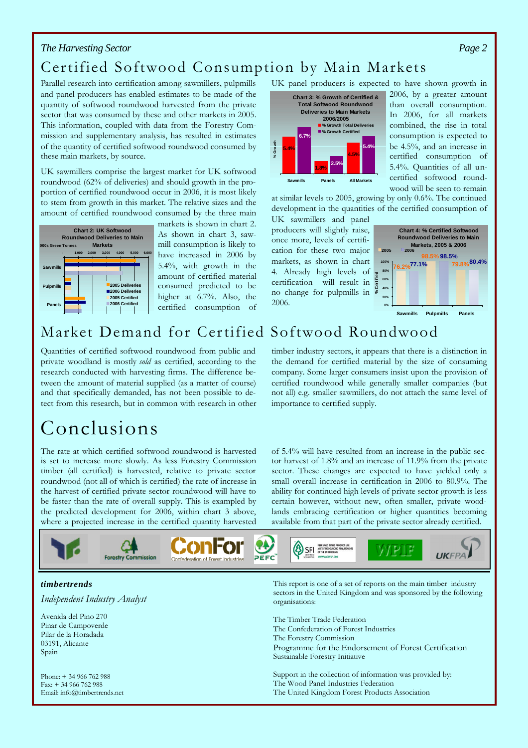## Certified Softwood Consumption by Main Markets

Parallel research into certification among sawmillers, pulpmills and panel producers has enabled estimates to be made of the quantity of softwood roundwood harvested from the private sector that was consumed by these and other markets in 2005. This information, coupled with data from the Forestry Commission and supplementary analysis, has resulted in estimates of the quantity of certified softwood roundwood consumed by these main markets, by source.

UK sawmillers comprise the largest market for UK softwood roundwood (62% of deliveries) and should growth in the proportion of certified roundwood occur in 2006, it is most likely to stem from growth in this market. The relative sizes and the amount of certified roundwood consumed by the three main markets is shown in chart 2. As shown in chart 3, sawmill consumption is likely to have increased in 2006 by 5.4%, with growth in the amount of certified material consumed predicted to be higher at 6.7%. Also, the certified consumption of UK panel producers is expected to have shown growth in 2006, by a greater amount than overall consumption. In 2006, for all markets combined, the rise in total consumption is expected to be 4.5%, and an increase in certified consumption of 5.4%. Quantities of all uncertified softwood roundwood will be seen to remain at similar levels to 2005, growing by only 0.6%. The continued development in the quantities of the certified consumption of UK sawmillers and panel producers will slightly raise, once more, levels of certification for these two major markets, as shown in chart 4. Already high levels of certification will result in no change for pulpmills in 2006.

Chart 2: UK Softwood Roundwood Deliveries to Main Markets

000s Green Tonnes

- 1,000 2,000 3,000 4,000 5,000 6,000

Sawmills

Pulpmills

Panels

2005 Deliveries
2006 Deliveries
2005 Certified
2006 Certified

Chart 3: % Growth of Certified & Total Softwood Roundwood Deliveries to Main Markets 2006/2005

% Growth Total Deliveries
% Growth Certified

% Growth

5.4% 6.7% 1.8% 2.5% 4.5% 5.4%

Sawmills Panels All Markets

Chart 4: % Certified Softwood Roundwood Deliveries to Main Markets, 2005 & 2006

2005 2006

% Certified

100% 80% 60% 40% 20% 0%

76.2% 77.1% 98.5% 98.5% 79.8% 80.4%

Sawmills Pulpmills Panels

## Market Demand for Certified Softwood Roundwood

Quantities of certified softwood roundwood from public and private woodland is mostly *sold* as certified, according to the research conducted with harvesting firms. The difference between the amount of material supplied (as a matter of course) and that specifically demanded, has not been possible to detect from this research, but in common with research in other timber industry sectors, it appears that there is a distinction in the demand for certified material by the size of consuming company. Some larger consumers insist upon the provision of certified roundwood while generally smaller companies (but not all) e.g. smaller sawmillers, do not attach the same level of importance to certified supply.

# Conclusions

The rate at which certified softwood roundwood is harvested is set to increase more slowly. As less Forestry Commission timber (all certified) is harvested, relative to private sector roundwood (not all of which is certified) the rate of increase in the harvest of certified private sector roundwood will have to be faster than the rate of overall supply. This is exampled by the predicted development for 2006, within chart 3 above, where a projected increase in the certified quantity harvested of 5.4% will have resulted from an increase in the public sector harvest of 1.8% and an increase of 11.9% from the private sector. These changes are expected to have yielded only a small overall increase in certification in 2006 to 80.9%. The ability for continued high levels of private sector growth is less certain however, without new, often smaller, private woodlands embracing certification or higher quantities becoming available from that part of the private sector already certified.

Forestry Commission ConFor Confederation of Forest Industries PEFC SFI WPIF UKFPA

***timbertrends***

*Independent Industry Analyst*

Avenida del Pino 270
Pinar de Campoverde
Pilar de la Horadada
03191, Alicante
Spain

Phone: + 34 966 762 988
Fax: + 34 966 762 988
Email: info@timbertrends.net

This report is one of a set of reports on the main timber industry sectors in the United Kingdom and was sponsored by the following organisations:

The Timber Trade Federation
The Confederation of Forest Industries
The Forestry Commission
Programme for the Endorsement of Forest Certification
Sustainable Forestry Initiative

Support in the collection of information was provided by:
The Wood Panel Industries Federation
The United Kingdom Forest Products Association